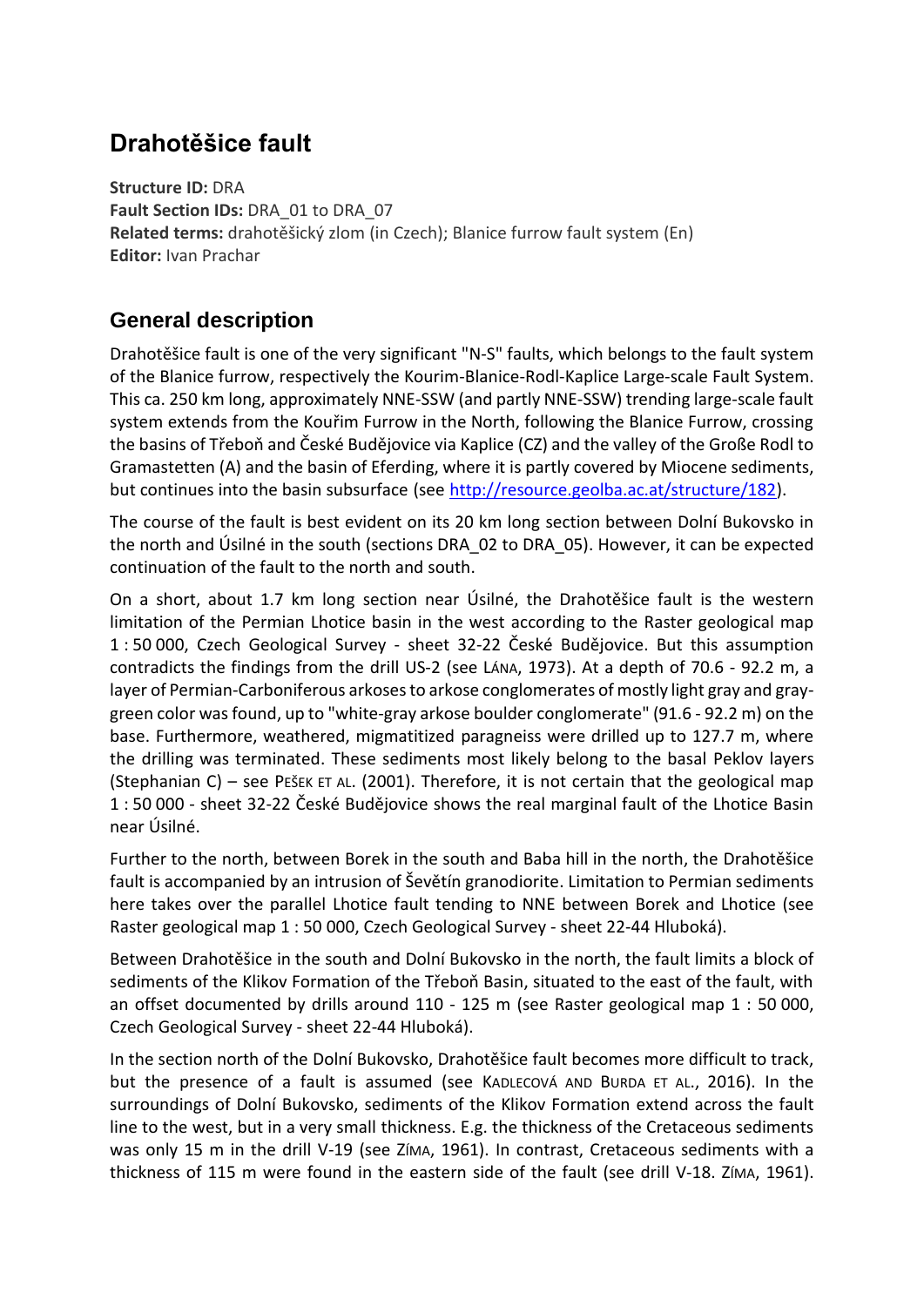# Drahotěšice fault

**Structure ID:** DRA
**Fault Section IDs:** DRA_01 to DRA_07
**Related terms:** drahotěšický zlom (in Czech); Blanice furrow fault system (En)
**Editor:** Ivan Prachar

## General description

Drahotěšice fault is one of the very significant "N-S" faults, which belongs to the fault system of the Blanice furrow, respectively the Kourim-Blanice-Rodl-Kaplice Large-scale Fault System. This ca. 250 km long, approximately NNE-SSW (and partly NNE-SSW) trending large-scale fault system extends from the Kouřim Furrow in the North, following the Blanice Furrow, crossing the basins of Třeboň and České Budějovice via Kaplice (CZ) and the valley of the Große Rodl to Gramastetten (A) and the basin of Eferding, where it is partly covered by Miocene sediments, but continues into the basin subsurface (see http://resource.geolba.ac.at/structure/182).

The course of the fault is best evident on its 20 km long section between Dolní Bukovsko in the north and Úsilné in the south (sections DRA_02 to DRA_05). However, it can be expected continuation of the fault to the north and south.

On a short, about 1.7 km long section near Úsilné, the Drahotěšice fault is the western limitation of the Permian Lhotice basin in the west according to the Raster geological map 1 : 50 000, Czech Geological Survey - sheet 32-22 České Budějovice. But this assumption contradicts the findings from the drill US-2 (see Lána, 1973). At a depth of 70.6 - 92.2 m, a layer of Permian-Carboniferous arkoses to arkose conglomerates of mostly light gray and gray-green color was found, up to "white-gray arkose boulder conglomerate" (91.6 - 92.2 m) on the base. Furthermore, weathered, migmatitized paragneiss were drilled up to 127.7 m, where the drilling was terminated. These sediments most likely belong to the basal Peklov layers (Stephanian C) – see Pešek et al. (2001). Therefore, it is not certain that the geological map 1 : 50 000 - sheet 32-22 České Budějovice shows the real marginal fault of the Lhotice Basin near Úsilné.

Further to the north, between Borek in the south and Baba hill in the north, the Drahotěšice fault is accompanied by an intrusion of Ševětín granodiorite. Limitation to Permian sediments here takes over the parallel Lhotice fault tending to NNE between Borek and Lhotice (see Raster geological map 1 : 50 000, Czech Geological Survey - sheet 22-44 Hluboká).

Between Drahotěšice in the south and Dolní Bukovsko in the north, the fault limits a block of sediments of the Klikov Formation of the Třeboň Basin, situated to the east of the fault, with an offset documented by drills around 110 - 125 m (see Raster geological map 1 : 50 000, Czech Geological Survey - sheet 22-44 Hluboká).

In the section north of the Dolní Bukovsko, Drahotěšice fault becomes more difficult to track, but the presence of a fault is assumed (see Kadlecová and Burda et al., 2016). In the surroundings of Dolní Bukovsko, sediments of the Klikov Formation extend across the fault line to the west, but in a very small thickness. E.g. the thickness of the Cretaceous sediments was only 15 m in the drill V-19 (see Zíma, 1961). In contrast, Cretaceous sediments with a thickness of 115 m were found in the eastern side of the fault (see drill V-18. Zíma, 1961).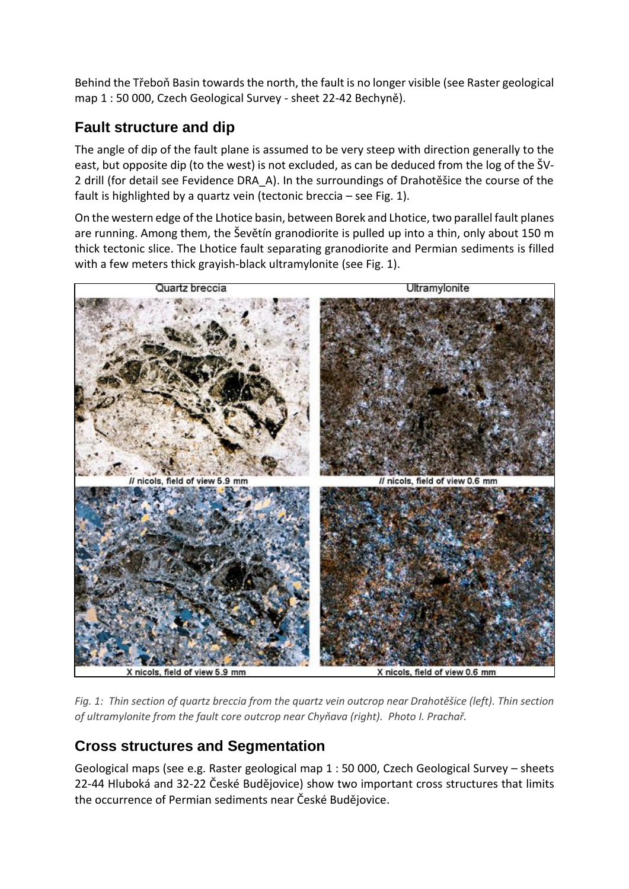Behind the Třeboň Basin towards the north, the fault is no longer visible (see Raster geological map 1 : 50 000, Czech Geological Survey - sheet 22-42 Bechyně).

## Fault structure and dip

The angle of dip of the fault plane is assumed to be very steep with direction generally to the east, but opposite dip (to the west) is not excluded, as can be deduced from the log of the ŠV-2 drill (for detail see Fevidence DRA_A). In the surroundings of Drahotěšice the course of the fault is highlighted by a quartz vein (tectonic breccia – see Fig. 1).

On the western edge of the Lhotice basin, between Borek and Lhotice, two parallel fault planes are running. Among them, the Ševětín granodiorite is pulled up into a thin, only about 150 m thick tectonic slice. The Lhotice fault separating granodiorite and Permian sediments is filled with a few meters thick grayish-black ultramylonite (see Fig. 1).

*Fig. 1: Thin section of quartz breccia from the quartz vein outcrop near Drahotěšice (left). Thin section of ultramylonite from the fault core outcrop near Chyňava (right). Photo I. Prachař.*

## Cross structures and Segmentation

Geological maps (see e.g. Raster geological map 1 : 50 000, Czech Geological Survey – sheets 22-44 Hluboká and 32-22 České Budějovice) show two important cross structures that limits the occurrence of Permian sediments near České Budějovice.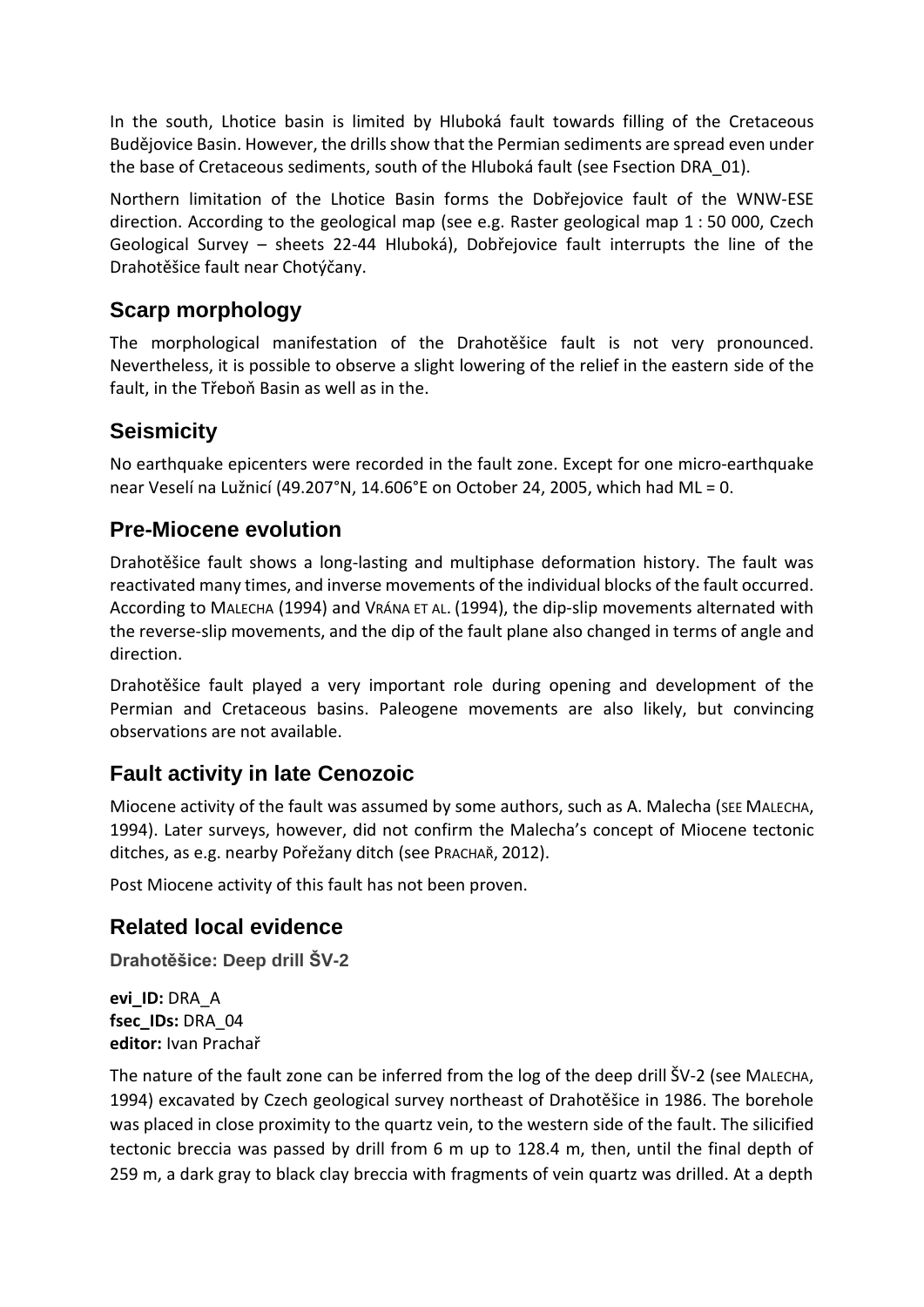In the south, Lhotice basin is limited by Hluboká fault towards filling of the Cretaceous Budějovice Basin. However, the drills show that the Permian sediments are spread even under the base of Cretaceous sediments, south of the Hluboká fault (see Fsection DRA_01).

Northern limitation of the Lhotice Basin forms the Dobřejovice fault of the WNW-ESE direction. According to the geological map (see e.g. Raster geological map 1 : 50 000, Czech Geological Survey – sheets 22-44 Hluboká), Dobřejovice fault interrupts the line of the Drahotěšice fault near Chotýčany.

## Scarp morphology

The morphological manifestation of the Drahotěšice fault is not very pronounced. Nevertheless, it is possible to observe a slight lowering of the relief in the eastern side of the fault, in the Třeboň Basin as well as in the.

## Seismicity

No earthquake epicenters were recorded in the fault zone. Except for one micro-earthquake near Veselí na Lužnicí (49.207°N, 14.606°E on October 24, 2005, which had ML = 0.

## Pre-Miocene evolution

Drahotěšice fault shows a long-lasting and multiphase deformation history. The fault was reactivated many times, and inverse movements of the individual blocks of the fault occurred. According to MALECHA (1994) and VRÁNA ET AL. (1994), the dip-slip movements alternated with the reverse-slip movements, and the dip of the fault plane also changed in terms of angle and direction.

Drahotěšice fault played a very important role during opening and development of the Permian and Cretaceous basins. Paleogene movements are also likely, but convincing observations are not available.

## Fault activity in late Cenozoic

Miocene activity of the fault was assumed by some authors, such as A. Malecha (SEE MALECHA, 1994). Later surveys, however, did not confirm the Malecha's concept of Miocene tectonic ditches, as e.g. nearby Pořežany ditch (see PRACHAŘ, 2012).

Post Miocene activity of this fault has not been proven.

## Related local evidence

### Drahotěšice: Deep drill ŠV-2

**evi_ID:** DRA_A
**fsec_IDs:** DRA_04
**editor:** Ivan Prachař

The nature of the fault zone can be inferred from the log of the deep drill ŠV-2 (see MALECHA, 1994) excavated by Czech geological survey northeast of Drahotěšice in 1986. The borehole was placed in close proximity to the quartz vein, to the western side of the fault. The silicified tectonic breccia was passed by drill from 6 m up to 128.4 m, then, until the final depth of 259 m, a dark gray to black clay breccia with fragments of vein quartz was drilled. At a depth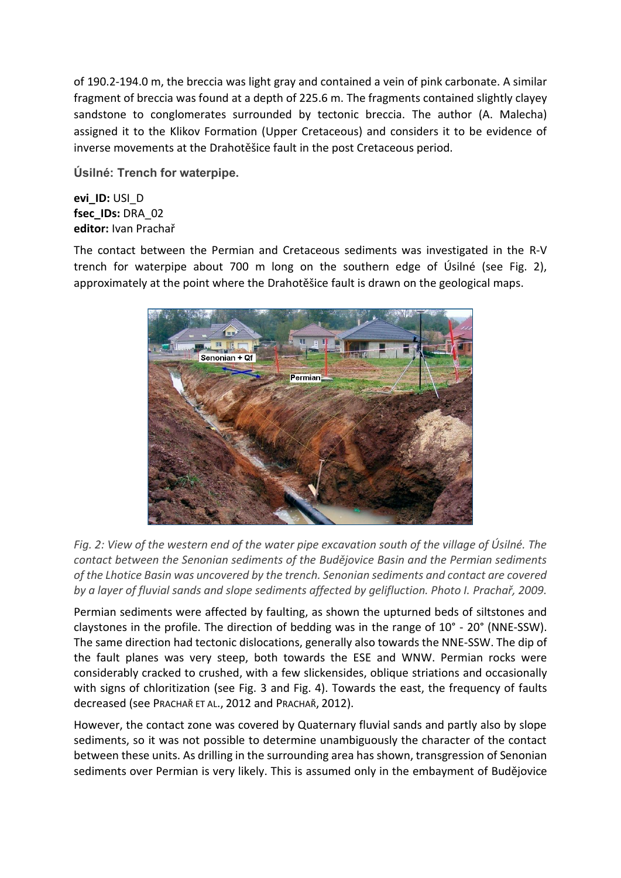of 190.2-194.0 m, the breccia was light gray and contained a vein of pink carbonate. A similar fragment of breccia was found at a depth of 225.6 m. The fragments contained slightly clayey sandstone to conglomerates surrounded by tectonic breccia. The author (A. Malecha) assigned it to the Klikov Formation (Upper Cretaceous) and considers it to be evidence of inverse movements at the Drahotěšice fault in the post Cretaceous period.

### Úsilné: Trench for waterpipe.

**evi_ID:** USI_D
**fsec_IDs:** DRA_02
**editor:** Ivan Prachař

The contact between the Permian and Cretaceous sediments was investigated in the R-V trench for waterpipe about 700 m long on the southern edge of Úsilné (see Fig. 2), approximately at the point where the Drahotěšice fault is drawn on the geological maps.

*Fig. 2: View of the western end of the water pipe excavation south of the village of Úsilné. The contact between the Senonian sediments of the Budějovice Basin and the Permian sediments of the Lhotice Basin was uncovered by the trench. Senonian sediments and contact are covered by a layer of fluvial sands and slope sediments affected by gelifluction. Photo I. Prachař, 2009.*

Permian sediments were affected by faulting, as shown the upturned beds of siltstones and claystones in the profile. The direction of bedding was in the range of 10° - 20° (NNE-SSW). The same direction had tectonic dislocations, generally also towards the NNE-SSW. The dip of the fault planes was very steep, both towards the ESE and WNW. Permian rocks were considerably cracked to crushed, with a few slickensides, oblique striations and occasionally with signs of chloritization (see Fig. 3 and Fig. 4). Towards the east, the frequency of faults decreased (see Prachař et al., 2012 and Prachař, 2012).

However, the contact zone was covered by Quaternary fluvial sands and partly also by slope sediments, so it was not possible to determine unambiguously the character of the contact between these units. As drilling in the surrounding area has shown, transgression of Senonian sediments over Permian is very likely. This is assumed only in the embayment of Budějovice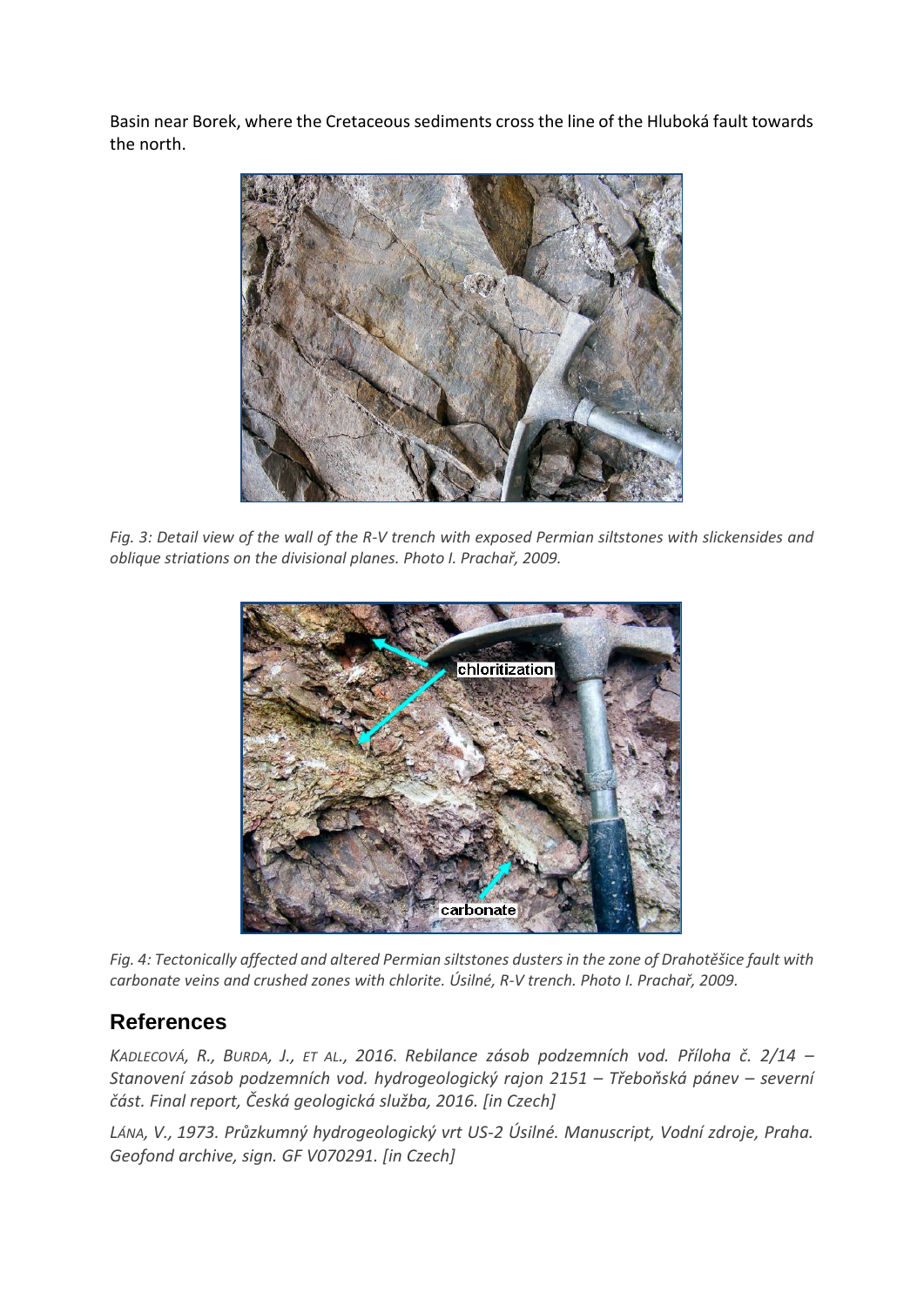Basin near Borek, where the Cretaceous sediments cross the line of the Hluboká fault towards the north.

*Fig. 3: Detail view of the wall of the R-V trench with exposed Permian siltstones with slickensides and oblique striations on the divisional planes. Photo I. Prachař, 2009.*

*Fig. 4: Tectonically affected and altered Permian siltstones dusters in the zone of Drahotěšice fault with carbonate veins and crushed zones with chlorite. Úsilné, R-V trench. Photo I. Prachař, 2009.*

## References

*KADLECOVÁ, R., BURDA, J., ET AL., 2016. Rebilance zásob podzemních vod. Příloha č. 2/14 – Stanovení zásob podzemních vod. hydrogeologický rajon 2151 – Třeboňská pánev – severní část. Final report, Česká geologická služba, 2016. [in Czech]*

*LÁNA, V., 1973. Průzkumný hydrogeologický vrt US-2 Úsilné. Manuscript, Vodní zdroje, Praha. Geofond archive, sign. GF V070291. [in Czech]*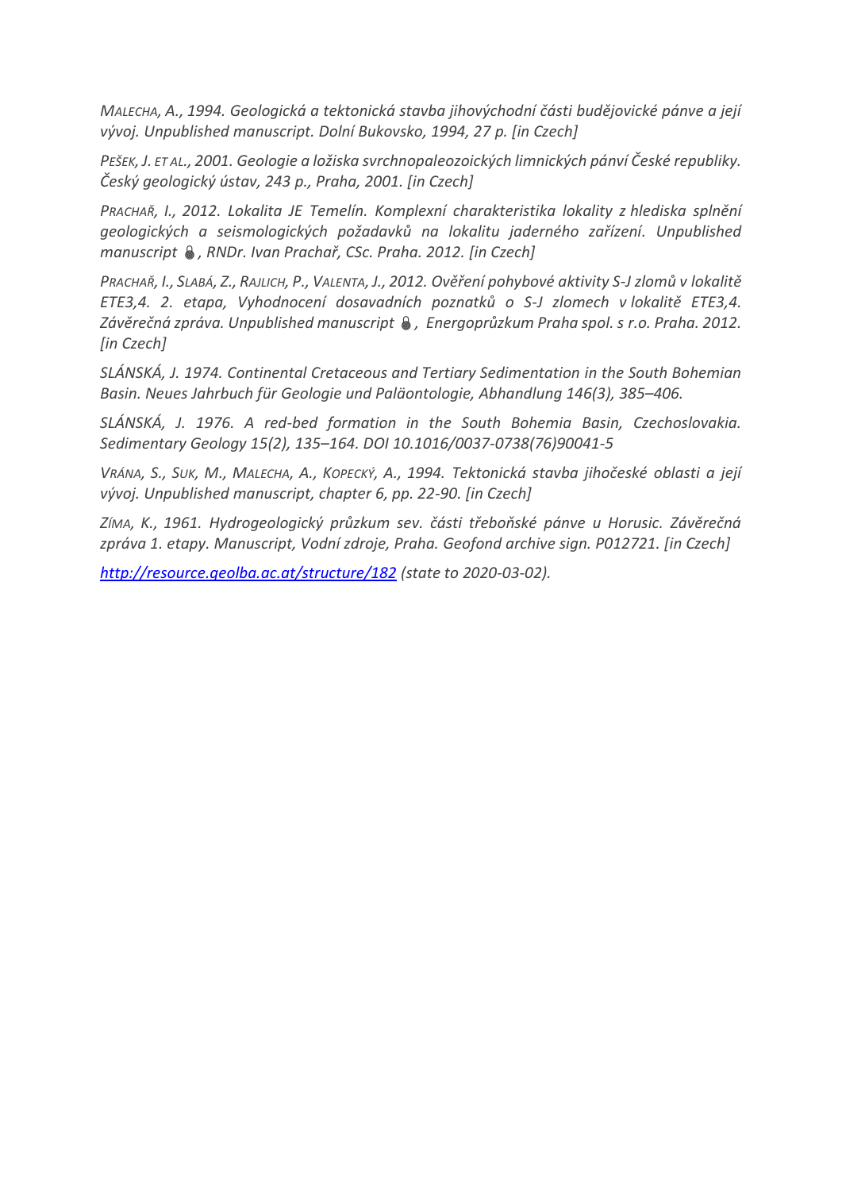*MALECHA, A., 1994. Geologická a tektonická stavba jihovýchodní části budějovické pánve a její vývoj. Unpublished manuscript. Dolní Bukovsko, 1994, 27 p. [in Czech]*

*PEŠEK, J. ET AL., 2001. Geologie a ložiska svrchnopaleozoických limnických pánví České republiky. Český geologický ústav, 243 p., Praha, 2001. [in Czech]*

*PRACHAŘ, I., 2012. Lokalita JE Temelín. Komplexní charakteristika lokality z hlediska splnění geologických a seismologických požadavků na lokalitu jaderného zařízení. Unpublished manuscript 🔒, RNDr. Ivan Prachař, CSc. Praha. 2012. [in Czech]*

*PRACHAŘ, I., SLABÁ, Z., RAJLICH, P., VALENTA, J., 2012. Ověření pohybové aktivity S-J zlomů v lokalitě ETE3,4. 2. etapa, Vyhodnocení dosavadních poznatků o S-J zlomech v lokalitě ETE3,4. Závěrečná zpráva. Unpublished manuscript 🔒, Energoprůzkum Praha spol. s r.o. Praha. 2012. [in Czech]*

*SLÁNSKÁ, J. 1974. Continental Cretaceous and Tertiary Sedimentation in the South Bohemian Basin. Neues Jahrbuch für Geologie und Paläontologie, Abhandlung 146(3), 385–406.*

*SLÁNSKÁ, J. 1976. A red-bed formation in the South Bohemia Basin, Czechoslovakia. Sedimentary Geology 15(2), 135–164. DOI 10.1016/0037-0738(76)90041-5*

*VRÁNA, S., SUK, M., MALECHA, A., KOPECKÝ, A., 1994. Tektonická stavba jihočeské oblasti a její vývoj. Unpublished manuscript, chapter 6, pp. 22-90. [in Czech]*

*ZÍMA, K., 1961. Hydrogeologický průzkum sev. části třeboňské pánve u Horusic. Závěrečná zpráva 1. etapy. Manuscript, Vodní zdroje, Praha. Geofond archive sign. P012721. [in Czech]*

*[http://resource.geolba.ac.at/structure/182](http://resource.geolba.ac.at/structure/182) (state to 2020-03-02).*